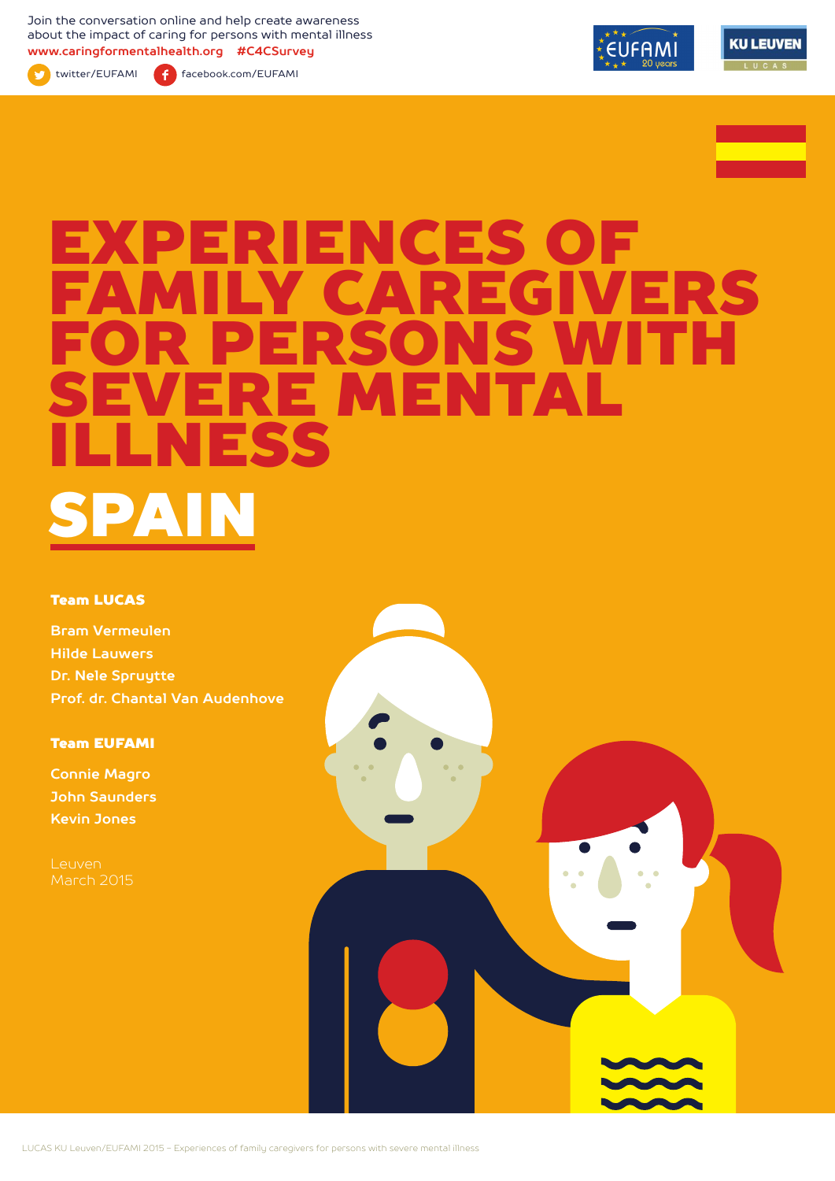Join the conversation online and help create awareness about the impact of caring for persons with mental illness
**www.caringformentalhealth.org #C4CSurvey**

twitter/EUFAMI facebook.com/EUFAMI

# EXPERIENCES OF FAMILY CAREGIVERS FOR PERSONS WITH SEVERE MENTAL ILLNESS

# SPAIN

**Team LUCAS**

Bram Vermeulen
Hilde Lauwers
Dr. Nele Spruytte
Prof. dr. Chantal Van Audenhove

**Team EUFAMI**

Connie Magro
John Saunders
Kevin Jones

Leuven
March 2015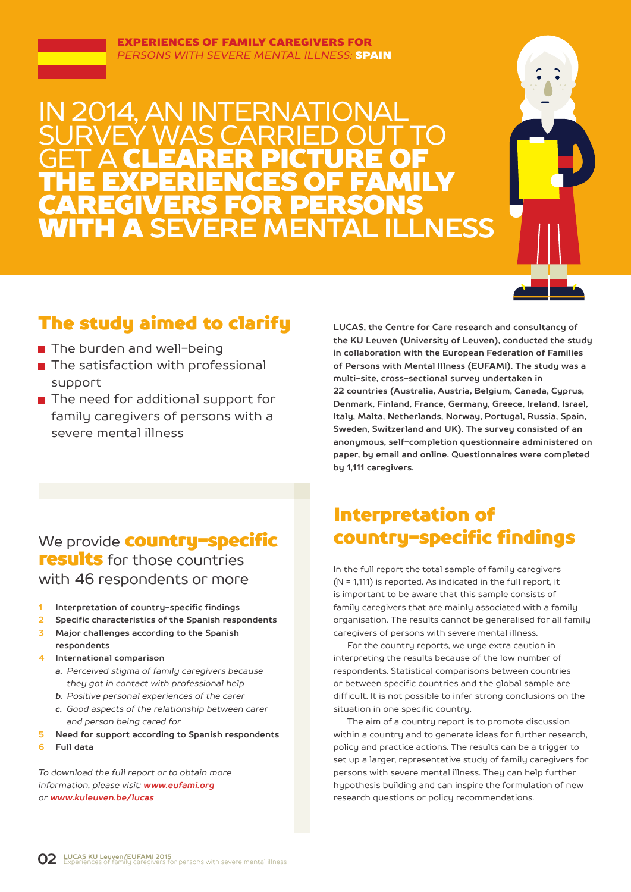**EXPERIENCES OF FAMILY CAREGIVERS FOR**
*PERSONS WITH SEVERE MENTAL ILLNESS:* **SPAIN**

# IN 2014, AN INTERNATIONAL SURVEY WAS CARRIED OUT TO GET A **CLEARER PICTURE OF THE EXPERIENCES OF FAMILY CAREGIVERS FOR PERSONS WITH A** SEVERE MENTAL ILLNESS

## The study aimed to clarify

- The burden and well-being
- The satisfaction with professional support
- The need for additional support for family caregivers of persons with a severe mental illness

**LUCAS, the Centre for Care research and consultancy of the KU Leuven (University of Leuven), conducted the study in collaboration with the European Federation of Families of Persons with Mental Illness (EUFAMI). The study was a multi-site, cross-sectional survey undertaken in 22 countries (Australia, Austria, Belgium, Canada, Cyprus, Denmark, Finland, France, Germany, Greece, Ireland, Israel, Italy, Malta, Netherlands, Norway, Portugal, Russia, Spain, Sweden, Switzerland and UK). The survey consisted of an anonymous, self-completion questionnaire administered on paper, by email and online. Questionnaires were completed by 1,111 caregivers.**

We provide **country-specific results** for those countries with 46 respondents or more

1. **Interpretation of country-specific findings**
2. **Specific characteristics of the Spanish respondents**
3. **Major challenges according to the Spanish respondents**
4. **International comparison**
   - ***a.*** *Perceived stigma of family caregivers because they got in contact with professional help*
   - ***b.*** *Positive personal experiences of the carer*
   - ***c.*** *Good aspects of the relationship between carer and person being cared for*
5. **Need for support according to Spanish respondents**
6. **Full data**

*To download the full report or to obtain more information, please visit:* ***www.eufami.org*** *or* ***www.kuleuven.be/lucas***

## Interpretation of country-specific findings

In the full report the total sample of family caregivers (N = 1,111) is reported. As indicated in the full report, it is important to be aware that this sample consists of family caregivers that are mainly associated with a family organisation. The results cannot be generalised for all family caregivers of persons with severe mental illness.

For the country reports, we urge extra caution in interpreting the results because of the low number of respondents. Statistical comparisons between countries or between specific countries and the global sample are difficult. It is not possible to infer strong conclusions on the situation in one specific country.

The aim of a country report is to promote discussion within a country and to generate ideas for further research, policy and practice actions. The results can be a trigger to set up a larger, representative study of family caregivers for persons with severe mental illness. They can help further hypothesis building and can inspire the formulation of new research questions or policy recommendations.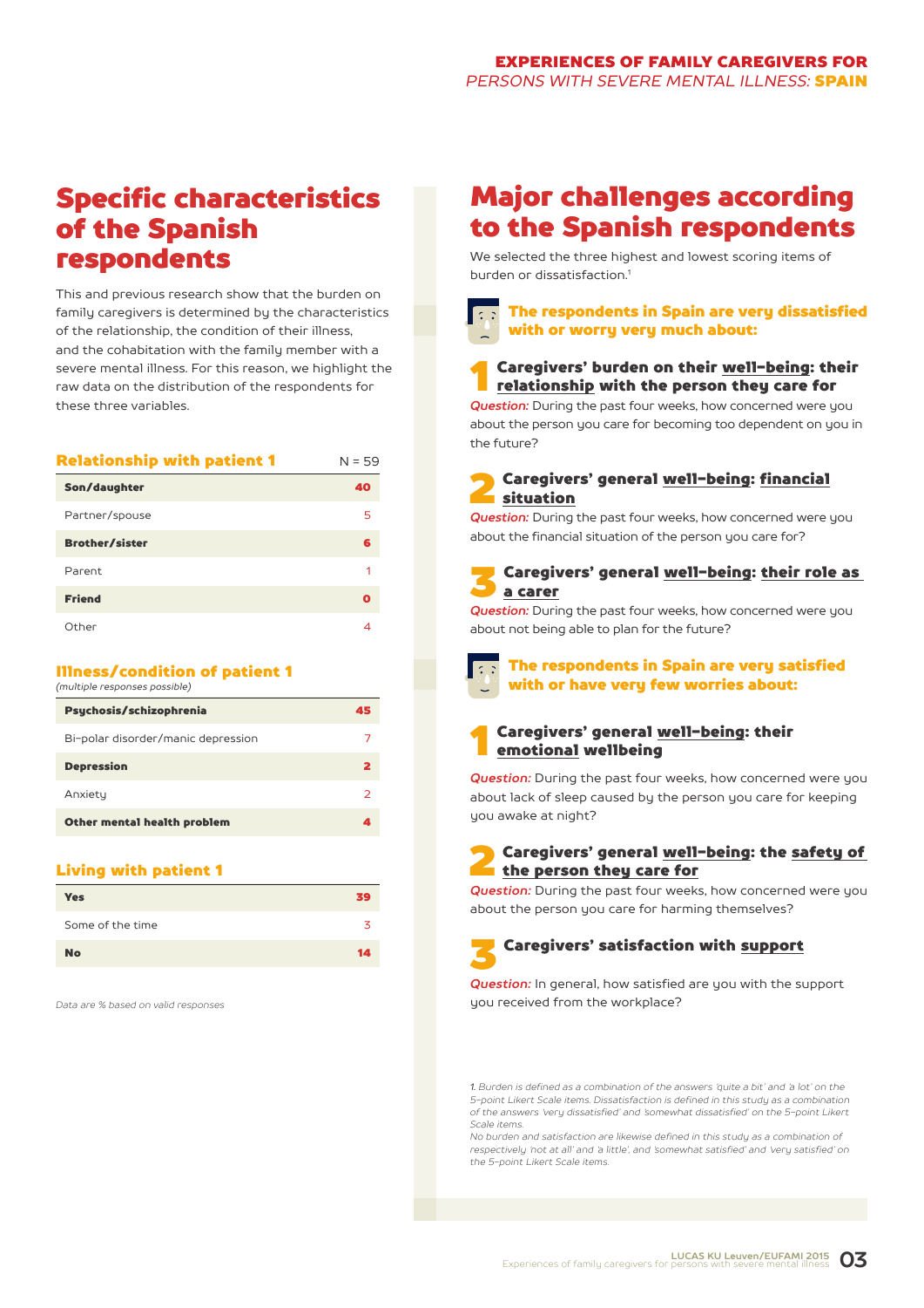# Specific characteristics of the Spanish respondents

This and previous research show that the burden on family caregivers is determined by the characteristics of the relationship, the condition of their illness, and the cohabitation with the family member with a severe mental illness. For this reason, we highlight the raw data on the distribution of the respondents for these three variables.

| Relationship with patient 1 | N = 59 |
|---|---|
| **Son/daughter** | **40** |
| Partner/spouse | 5 |
| **Brother/sister** | **6** |
| Parent | 1 |
| **Friend** | **0** |
| Other | 4 |

**Illness/condition of patient 1**
*(multiple responses possible)*

| | |
|---|---|
| **Psychosis/schizophrenia** | **45** |
| Bi-polar disorder/manic depression | 7 |
| **Depression** | **2** |
| Anxiety | 2 |
| **Other mental health problem** | **4** |

**Living with patient 1**

| | |
|---|---|
| **Yes** | **39** |
| Some of the time | 3 |
| **No** | **14** |

*Data are % based on valid responses*

# Major challenges according to the Spanish respondents

We selected the three highest and lowest scoring items of burden or dissatisfaction.[1]

## The respondents in Spain are very dissatisfied with or worry very much about:

### 1 Caregivers' burden on their well-being: their relationship with the person they care for

*Question:* During the past four weeks, how concerned were you about the person you care for becoming too dependent on you in the future?

### 2 Caregivers' general well-being: financial situation

*Question:* During the past four weeks, how concerned were you about the financial situation of the person you care for?

### 3 Caregivers' general well-being: their role as a carer

*Question:* During the past four weeks, how concerned were you about not being able to plan for the future?

## The respondents in Spain are very satisfied with or have very few worries about:

### 1 Caregivers' general well-being: their emotional wellbeing

*Question:* During the past four weeks, how concerned were you about lack of sleep caused by the person you care for keeping you awake at night?

### 2 Caregivers' general well-being: the safety of the person they care for

*Question:* During the past four weeks, how concerned were you about the person you care for harming themselves?

### 3 Caregivers' satisfaction with support

*Question:* In general, how satisfied are you with the support you received from the workplace?

*1. Burden is defined as a combination of the answers 'quite a bit' and 'a lot' on the 5-point Likert Scale items. Dissatisfaction is defined in this study as a combination of the answers 'very dissatisfied' and 'somewhat dissatisfied' on the 5-point Likert Scale items.*
*No burden and satisfaction are likewise defined in this study as a combination of respectively 'not at all' and 'a little', and 'somewhat satisfied' and 'very satisfied' on the 5-point Likert Scale items.*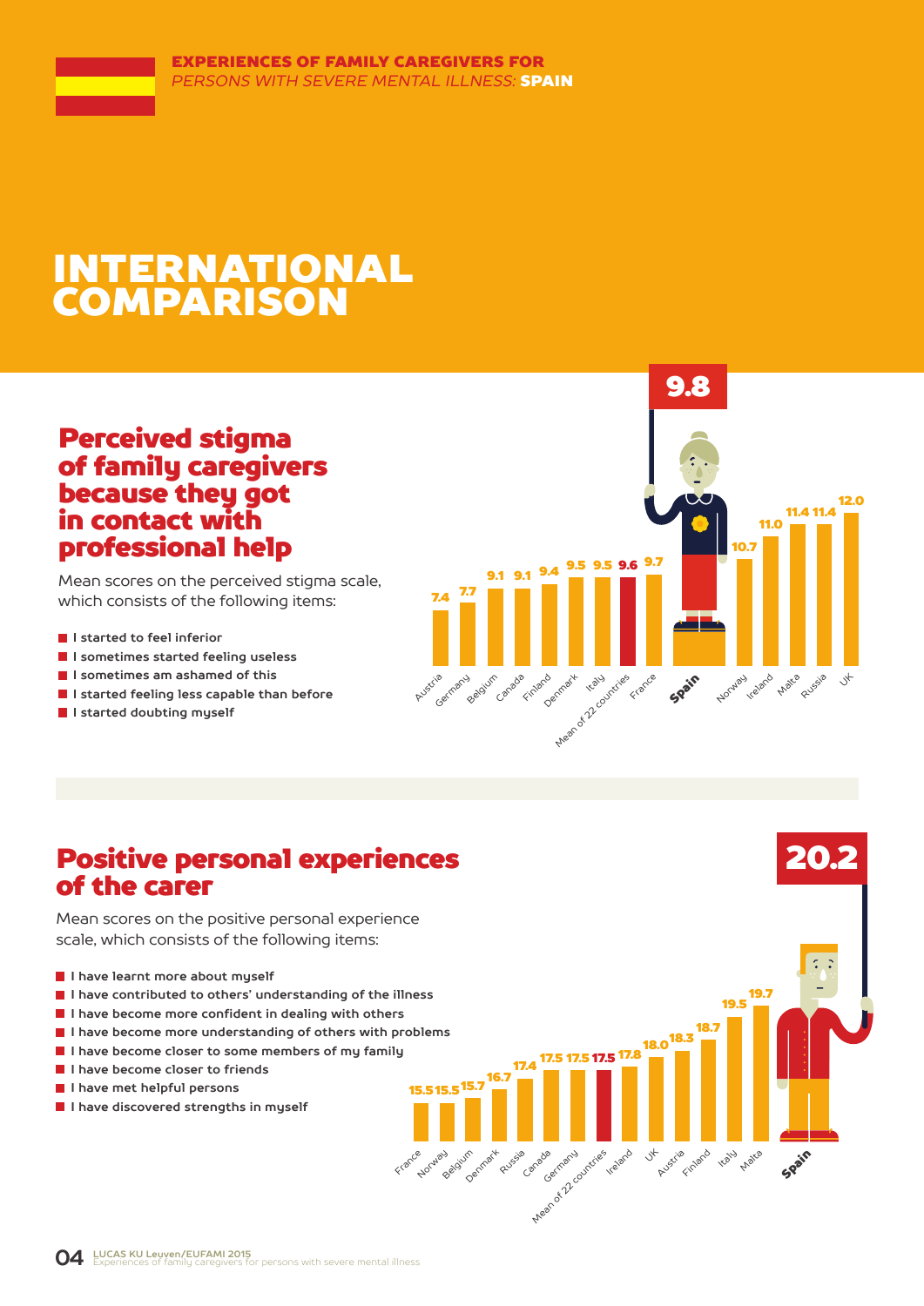EXPERIENCES OF FAMILY CAREGIVERS FOR *PERSONS WITH SEVERE MENTAL ILLNESS:* **SPAIN**

# INTERNATIONAL COMPARISON

## Perceived stigma of family caregivers because they got in contact with professional help

Mean scores on the perceived stigma scale, which consists of the following items:

- I started to feel inferior
- I sometimes started feeling useless
- I sometimes am ashamed of this
- I started feeling less capable than before
- I started doubting myself

| Country | Score |
|---|---|
| Austria | 7.4 |
| Germany | 7.7 |
| Belgium | 9.1 |
| Canada | 9.1 |
| Finland | 9.4 |
| Denmark | 9.5 |
| Italy | 9.5 |
| Mean of 22 countries | 9.6 |
| France | 9.7 |
| **Spain** | **9.8** |
| Norway | 10.7 |
| Ireland | 11.0 |
| Malta | 11.4 |
| Russia | 11.4 |
| UK | 12.0 |

## Positive personal experiences of the carer

Mean scores on the positive personal experience scale, which consists of the following items:

- I have learnt more about myself
- I have contributed to others' understanding of the illness
- I have become more confident in dealing with others
- I have become more understanding of others with problems
- I have become closer to some members of my family
- I have become closer to friends
- I have met helpful persons
- I have discovered strengths in myself

| Country | Score |
|---|---|
| France | 15.5 |
| Norway | 15.5 |
| Belgium | 15.7 |
| Denmark | 16.7 |
| Russia | 17.4 |
| Canada | 17.5 |
| Germany | 17.5 |
| Mean of 22 countries | 17.5 |
| Ireland | 17.8 |
| UK | 18.0 |
| Austria | 18.3 |
| Finland | 18.7 |
| Italy | 19.5 |
| Malta | 19.7 |
| **Spain** | **20.2** |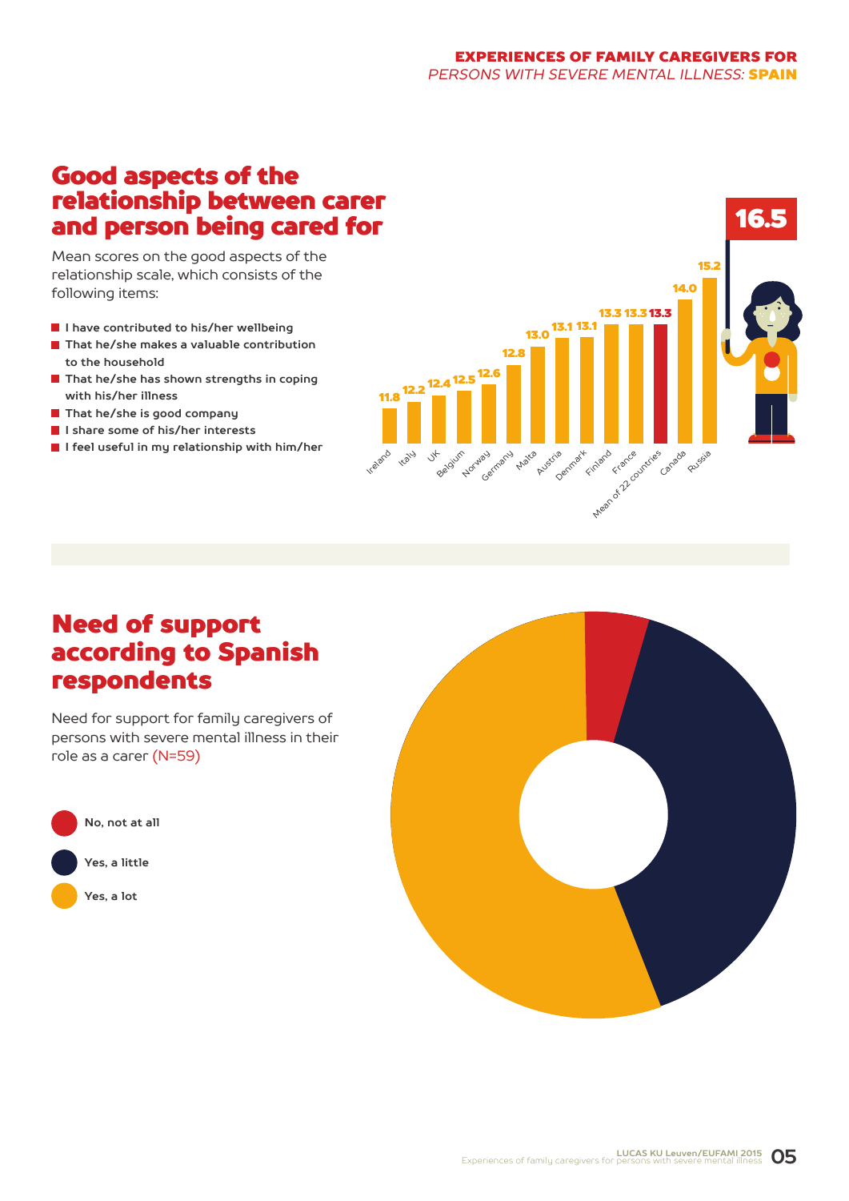## Good aspects of the relationship between carer and person being cared for

Mean scores on the good aspects of the relationship scale, which consists of the following items:

- I have contributed to his/her wellbeing
- That he/she makes a valuable contribution to the household
- That he/she has shown strengths in coping with his/her illness
- That he/she is good company
- I share some of his/her interests
- I feel useful in my relationship with him/her

| Country | Mean score |
| --- | --- |
| Ireland | 11.8 |
| Italy | 12.2 |
| UK | 12.4 |
| Belgium | 12.5 |
| Norway | 12.6 |
| Germany | 12.8 |
| Malta | 13.0 |
| Austria | 13.1 |
| Denmark | 13.1 |
| Finland | 13.3 |
| France | 13.3 |
| Mean of 22 countries | 13.3 |
| Canada | 14.0 |
| Russia | 15.2 |
| Spain | 16.5 |

## Need of support according to Spanish respondents

Need for support for family caregivers of persons with severe mental illness in their role as a carer (N=59)

- No, not at all
- Yes, a little
- Yes, a lot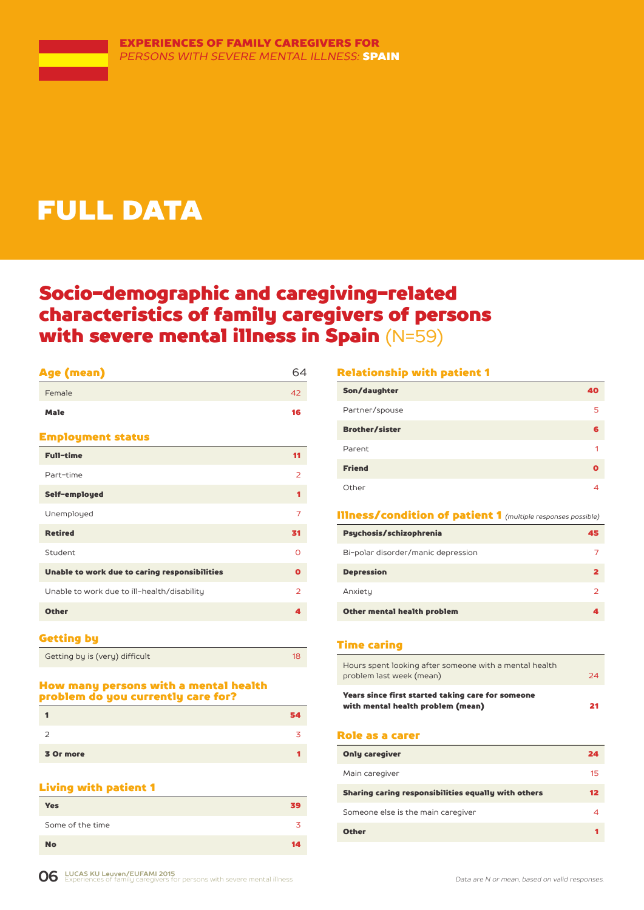EXPERIENCES OF FAMILY CAREGIVERS FOR
*PERSONS WITH SEVERE MENTAL ILLNESS:* **SPAIN**

# FULL DATA

## Socio-demographic and caregiving-related characteristics of family caregivers of persons with severe mental illness in Spain (N=59)

### Age (mean)

| Age (mean) | 64 |
|---|---|
| Female | 42 |
| **Male** | **16** |

### Employment status

| Employment status | |
|---|---|
| **Full-time** | **11** |
| Part-time | 2 |
| **Self-employed** | **1** |
| Unemployed | 7 |
| **Retired** | **31** |
| Student | 0 |
| **Unable to work due to caring responsibilities** | **0** |
| Unable to work due to ill-health/disability | 2 |
| **Other** | **4** |

### Getting by

| Getting by | |
|---|---|
| Getting by is (very) difficult | 18 |

### How many persons with a mental health problem do you currently care for?

| Number | |
|---|---|
| **1** | **54** |
| 2 | 3 |
| **3 Or more** | **1** |

### Living with patient 1

| Living with patient 1 | |
|---|---|
| **Yes** | **39** |
| Some of the time | 3 |
| **No** | **14** |

### Relationship with patient 1

| Relationship with patient 1 | |
|---|---|
| **Son/daughter** | **40** |
| Partner/spouse | 5 |
| **Brother/sister** | **6** |
| Parent | 1 |
| **Friend** | **0** |
| Other | 4 |

### Illness/condition of patient 1 *(multiple responses possible)*

| Illness/condition | |
|---|---|
| **Psychosis/schizophrenia** | **45** |
| Bi-polar disorder/manic depression | 7 |
| **Depression** | **2** |
| Anxiety | 2 |
| **Other mental health problem** | **4** |

### Time caring

| Time caring | |
|---|---|
| Hours spent looking after someone with a mental health problem last week (mean) | 24 |
| **Years since first started taking care for someone with mental health problem (mean)** | **21** |

### Role as a carer

| Role as a carer | |
|---|---|
| **Only caregiver** | **24** |
| Main caregiver | 15 |
| **Sharing caring responsibilities equally with others** | **12** |
| Someone else is the main caregiver | 4 |
| **Other** | **1** |

*Data are N or mean, based on valid responses.*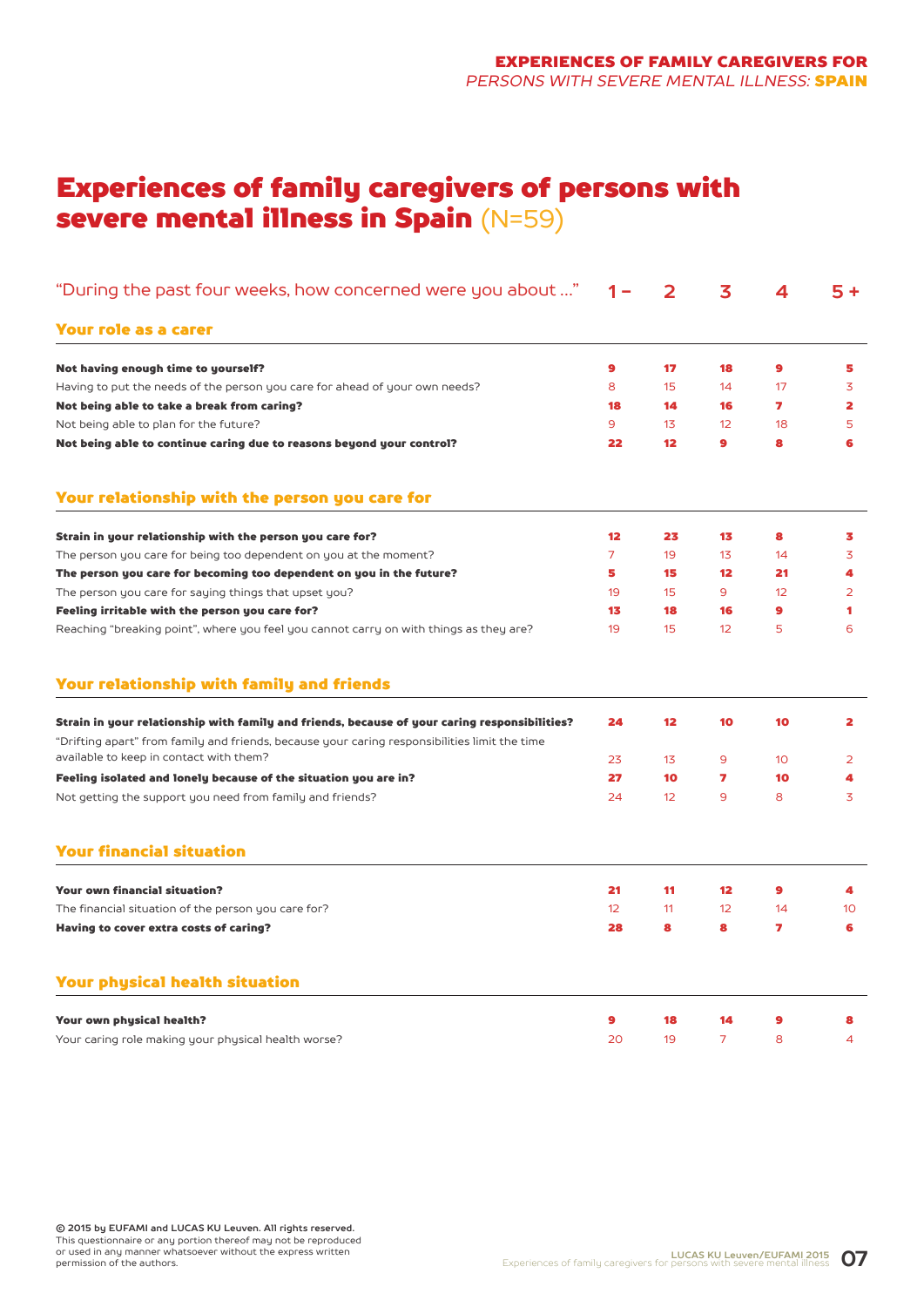# Experiences of family caregivers of persons with severe mental illness in Spain (N=59)

| "During the past four weeks, how concerned were you about ..." | 1 – | 2 | 3 | 4 | 5 + |
|---|---|---|---|---|---|
| **Your role as a carer** | | | | | |
| **Not having enough time to yourself?** | **9** | **17** | **18** | **9** | **5** |
| Having to put the needs of the person you care for ahead of your own needs? | 8 | 15 | 14 | 17 | 3 |
| **Not being able to take a break from caring?** | **18** | **14** | **16** | **7** | **2** |
| Not being able to plan for the future? | 9 | 13 | 12 | 18 | 5 |
| **Not being able to continue caring due to reasons beyond your control?** | **22** | **12** | **9** | **8** | **6** |
| **Your relationship with the person you care for** | | | | | |
| **Strain in your relationship with the person you care for?** | **12** | **23** | **13** | **8** | **3** |
| The person you care for being too dependent on you at the moment? | 7 | 19 | 13 | 14 | 3 |
| **The person you care for becoming too dependent on you in the future?** | **5** | **15** | **12** | **21** | **4** |
| The person you care for saying things that upset you? | 19 | 15 | 9 | 12 | 2 |
| **Feeling irritable with the person you care for?** | **13** | **18** | **16** | **9** | **1** |
| Reaching "breaking point", where you feel you cannot carry on with things as they are? | 19 | 15 | 12 | 5 | 6 |
| **Your relationship with family and friends** | | | | | |
| **Strain in your relationship with family and friends, because of your caring responsibilities?** | **24** | **12** | **10** | **10** | **2** |
| "Drifting apart" from family and friends, because your caring responsibilities limit the time available to keep in contact with them? | 23 | 13 | 9 | 10 | 2 |
| **Feeling isolated and lonely because of the situation you are in?** | **27** | **10** | **7** | **10** | **4** |
| Not getting the support you need from family and friends? | 24 | 12 | 9 | 8 | 3 |
| **Your financial situation** | | | | | |
| **Your own financial situation?** | **21** | **11** | **12** | **9** | **4** |
| The financial situation of the person you care for? | 12 | 11 | 12 | 14 | 10 |
| **Having to cover extra costs of caring?** | **28** | **8** | **8** | **7** | **6** |
| **Your physical health situation** | | | | | |
| **Your own physical health?** | **9** | **18** | **14** | **9** | **8** |
| Your caring role making your physical health worse? | 20 | 19 | 7 | 8 | 4 |

**© 2015 by EUFAMI and LUCAS KU Leuven. All rights reserved.**
This questionnaire or any portion thereof may not be reproduced or used in any manner whatsoever without the express written permission of the authors.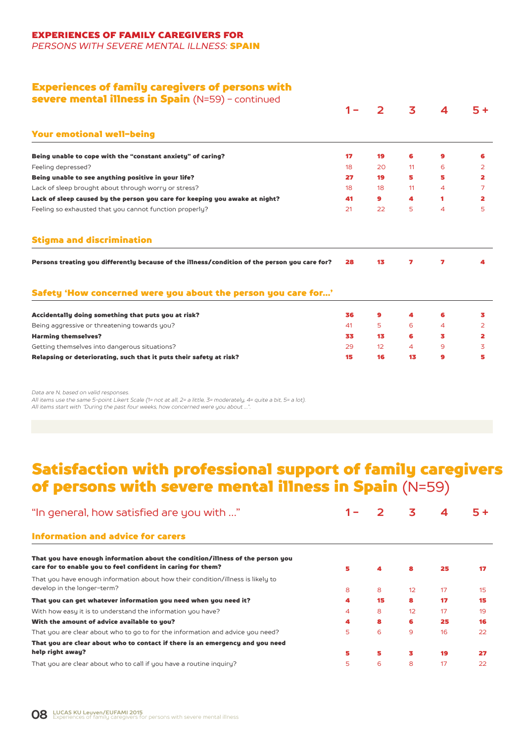**EXPERIENCES OF FAMILY CAREGIVERS FOR**
*PERSONS WITH SEVERE MENTAL ILLNESS:* **SPAIN**

## Experiences of family caregivers of persons with severe mental illness in Spain (N=59) – continued

| | 1 – | 2 | 3 | 4 | 5 + |
|---|---|---|---|---|---|
| **Your emotional well-being** | | | | | |
| **Being unable to cope with the "constant anxiety" of caring?** | **17** | **19** | **6** | **9** | **6** |
| Feeling depressed? | 18 | 20 | 11 | 6 | 2 |
| **Being unable to see anything positive in your life?** | **27** | **19** | **5** | **5** | **2** |
| Lack of sleep brought about through worry or stress? | 18 | 18 | 11 | 4 | 7 |
| **Lack of sleep caused by the person you care for keeping you awake at night?** | **41** | **9** | **4** | **1** | **2** |
| Feeling so exhausted that you cannot function properly? | 21 | 22 | 5 | 4 | 5 |
| **Stigma and discrimination** | | | | | |
| **Persons treating you differently because of the illness/condition of the person you care for?** | **28** | **13** | **7** | **7** | **4** |
| **Safety 'How concerned were you about the person you care for...'** | | | | | |
| **Accidentally doing something that puts you at risk?** | **36** | **9** | **4** | **6** | **3** |
| Being aggressive or threatening towards you? | 41 | 5 | 6 | 4 | 2 |
| **Harming themselves?** | **33** | **13** | **6** | **3** | **2** |
| Getting themselves into dangerous situations? | 29 | 12 | 4 | 9 | 3 |
| **Relapsing or deteriorating, such that it puts their safety at risk?** | **15** | **16** | **13** | **9** | **5** |

*Data are N, based on valid responses.*
*All items use the same 5-point Likert Scale (1= not at all, 2= a little, 3= moderately, 4= quite a bit, 5= a lot).*
*All items start with "During the past four weeks, how concerned were you about ...".*

# Satisfaction with professional support of family caregivers of persons with severe mental illness in Spain (N=59)

| "In general, how satisfied are you with ..." | 1 – | 2 | 3 | 4 | 5 + |
|---|---|---|---|---|---|
| **Information and advice for carers** | | | | | |
| **That you have enough information about the condition/illness of the person you care for to enable you to feel confident in caring for them?** | **5** | **4** | **8** | **25** | **17** |
| That you have enough information about how their condition/illness is likely to develop in the longer-term? | 8 | 8 | 12 | 17 | 15 |
| **That you can get whatever information you need when you need it?** | **4** | **15** | **8** | **17** | **15** |
| With how easy it is to understand the information you have? | 4 | 8 | 12 | 17 | 19 |
| **With the amount of advice available to you?** | **4** | **8** | **6** | **25** | **16** |
| That you are clear about who to go to for the information and advice you need? | 5 | 6 | 9 | 16 | 22 |
| **That you are clear about who to contact if there is an emergency and you need help right away?** | **5** | **5** | **3** | **19** | **27** |
| That you are clear about who to call if you have a routine inquiry? | 5 | 6 | 8 | 17 | 22 |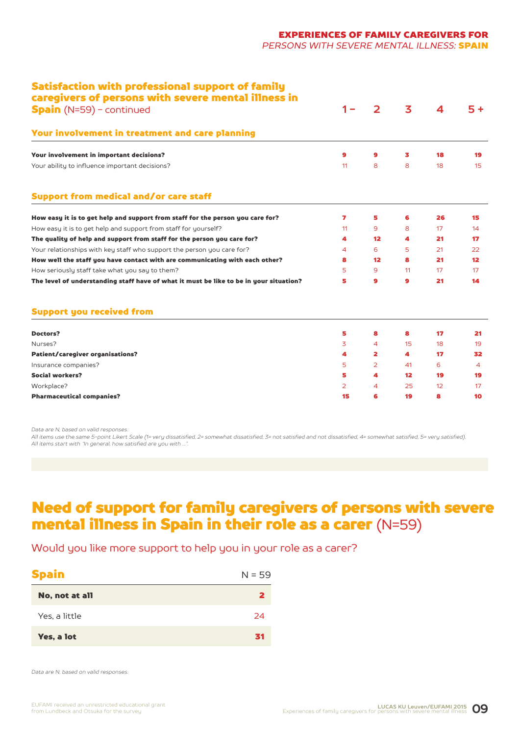## Satisfaction with professional support of family caregivers of persons with severe mental illness in Spain (N=59) – continued

| | 1 – | 2 | 3 | 4 | 5 + |
|---|---|---|---|---|---|
| **Your involvement in treatment and care planning** | | | | | |
| **Your involvement in important decisions?** | **9** | **9** | **3** | **18** | **19** |
| Your ability to influence important decisions? | 11 | 8 | 8 | 18 | 15 |
| **Support from medical and/or care staff** | | | | | |
| **How easy it is to get help and support from staff for the person you care for?** | **7** | **5** | **6** | **26** | **15** |
| How easy it is to get help and support from staff for yourself? | 11 | 9 | 8 | 17 | 14 |
| **The quality of help and support from staff for the person you care for?** | **4** | **12** | **4** | **21** | **17** |
| Your relationships with key staff who support the person you care for? | 4 | 6 | 5 | 21 | 22 |
| **How well the staff you have contact with are communicating with each other?** | **8** | **12** | **8** | **21** | **12** |
| How seriously staff take what you say to them? | 5 | 9 | 11 | 17 | 17 |
| **The level of understanding staff have of what it must be like to be in your situation?** | **5** | **9** | **9** | **21** | **14** |
| **Support you received from** | | | | | |
| **Doctors?** | **5** | **8** | **8** | **17** | **21** |
| Nurses? | 3 | 4 | 15 | 18 | 19 |
| **Patient/caregiver organisations?** | **4** | **2** | **4** | **17** | **32** |
| Insurance companies? | 5 | 2 | 41 | 6 | 4 |
| **Social workers?** | **5** | **4** | **12** | **19** | **19** |
| Workplace? | 2 | 4 | 25 | 12 | 17 |
| **Pharmaceutical companies?** | **15** | **6** | **19** | **8** | **10** |

*Data are N, based on valid responses.*
*All items use the same 5-point Likert Scale (1= very dissatisfied, 2= somewhat dissatisfied, 3= not satisfied and not dissatisfied, 4= somewhat satisfied, 5= very satisfied).*
*All items start with "In general, how satisfied are you with ...".*

## Need of support for family caregivers of persons with severe mental illness in Spain in their role as a carer (N=59)

Would you like more support to help you in your role as a carer?

| Spain | N = 59 |
|---|---|
| **No, not at all** | **2** |
| Yes, a little | 24 |
| **Yes, a lot** | **31** |

*Data are N, based on valid responses.*

EUFAMI received an unrestricted educational grant from Lundbeck and Otsuka for the survey